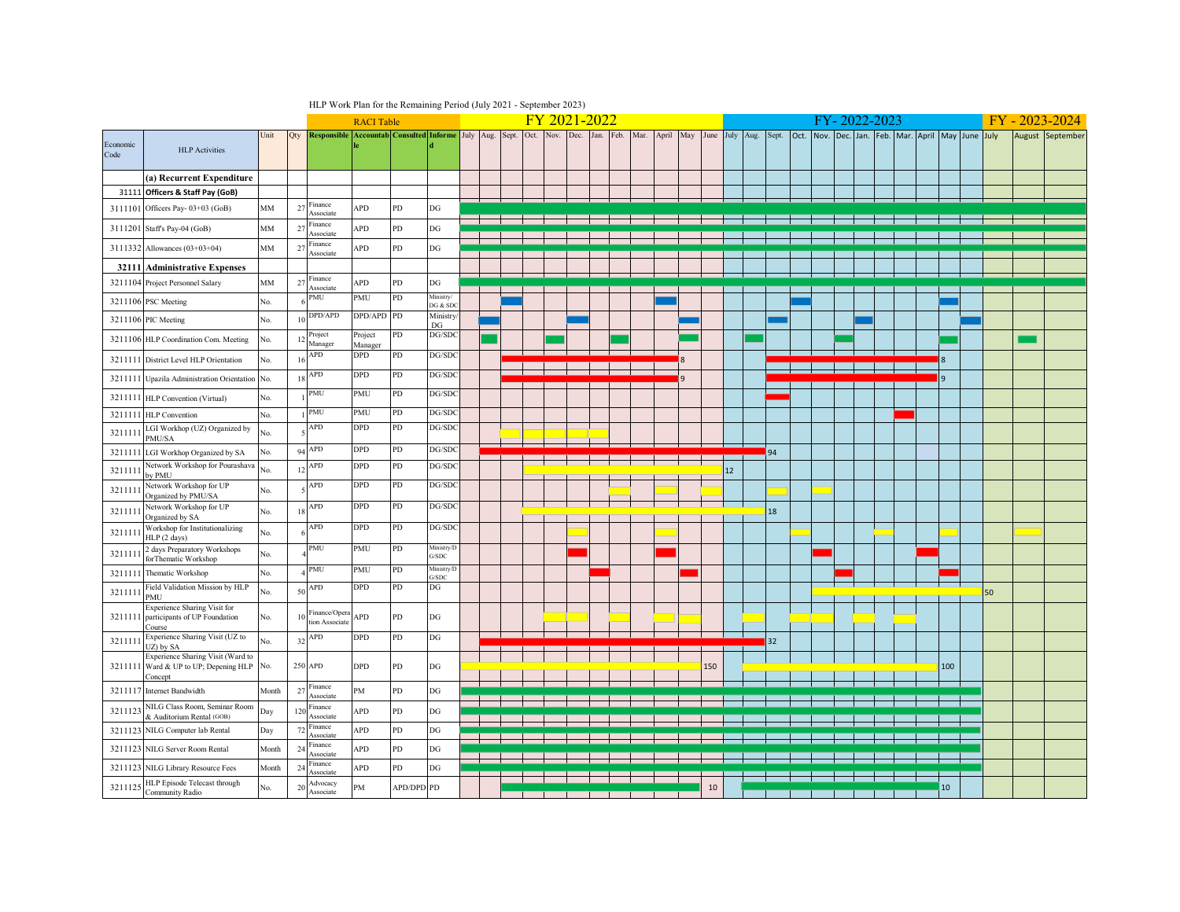HLP Work Plan for the Remaining Period (July 2021 - September 2023)

| Economic Code | HLP Activities | Unit | Qty | Responsible | Accountable | Consulted | Informed | FY 2021-2022 | | | | | | | | | | | | FY- 2022-2023 | | | | | | | | | | | | FY - 2023-2024 | | |
|---|---|---|---|---|---|---|---|---|---|---|---|---|---|---|---|---|---|---|---|---|---|---|---|---|---|---|---|---|---|---|---|---|---|---|
| | | | | | | | | July | Aug. | Sept. | Oct. | Nov. | Dec. | Jan. | Feb. | Mar. | April | May | June | July | Aug. | Sept. | Oct. | Nov. | Dec. | Jan. | Feb. | Mar. | April | May | June | July | August | September |
| | **(a) Recurrent Expenditure** | | | | | | | | | | | | | | | | | | | | | | | | | | | | | | | | | |
| 31111 | **Officers & Staff Pay (GoB)** | | | | | | | | | | | | | | | | | | | | | | | | | | | | | | | | | |
| 3111101 | Officers Pay- 03+03 (GoB) | MM | 27 | Finance Associate | APD | PD | DG | | | | | | | | | | | | | | | | | | | | | | | | | | | |
| 3111201 | Staff's Pay-04 (GoB) | MM | 27 | Finance Associate | APD | PD | DG | | | | | | | | | | | | | | | | | | | | | | | | | | | |
| 3111332 | Allowances (03+03+04) | MM | 27 | Finance Associate | APD | PD | DG | | | | | | | | | | | | | | | | | | | | | | | | | | | |
| 32111 | **Administrative Expenses** | | | | | | | | | | | | | | | | | | | | | | | | | | | | | | | | | |
| 3211104 | Project Personnel Salary | MM | 27 | Finance Associate | APD | PD | DG | | | | | | | | | | | | | | | | | | | | | | | | | | | |
| 3211106 | PSC Meeting | No. | 6 | PMU | PMU | PD | Ministry/ DG & SDC | | | | | | | | | | | | | | | | | | | | | | | | | | | |
| 3211106 | PIC Meeting | No. | 10 | DPD/APD | DPD/APD | PD | Ministry/ DG | | | | | | | | | | | | | | | | | | | | | | | | | | | |
| 3211106 | HLP Coordination Com. Meeting | No. | 12 | Project Manager | Project Manager | PD | DG/SDC | | | | | | | | | | | | | | | | | | | | | | | | | | | |
| 3211111 | District Level HLP Orientation | No. | 16 | APD | DPD | PD | DG/SDC | | | | | | | | | | | 8 | | | | | | | | | | | | 8 | | | | |
| 3211111 | Upazila Administration Orientation | No. | 18 | APD | DPD | PD | DG/SDC | | | | | | | | | | | 9 | | | | | | | | | | | | 9 | | | | |
| 3211111 | HLP Convention (Virtual) | No. | 1 | PMU | PMU | PD | DG/SDC | | | | | | | | | | | | | | | | | | | | | | | | | | | |
| 3211111 | HLP Convention | No. | 1 | PMU | PMU | PD | DG/SDC | | | | | | | | | | | | | | | | | | | | | | | | | | | |
| 3211111 | LGI Workhop (UZ) Organized by PMU/SA | No. | 5 | APD | DPD | PD | DG/SDC | | | | | | | | | | | | | | | | | | | | | | | | | | | |
| 3211111 | LGI Workhop Organized by SA | No. | 94 | APD | DPD | PD | DG/SDC | | | | | | | | | | | | | | | 94 | | | | | | | | | | | | |
| 3211111 | Network Workshop for Pourashava by PMU | No. | 12 | APD | DPD | PD | DG/SDC | | | | | | | | | | | | | 12 | | | | | | | | | | | | | | |
| 3211111 | Network Workshop for UP Organized by PMU/SA | No. | 5 | APD | DPD | PD | DG/SDC | | | | | | | | | | | | | | | | | | | | | | | | | | | |
| 3211111 | Network Workshop for UP Organized by SA | No. | 18 | APD | DPD | PD | DG/SDC | | | | | | | | | | | | | | | 18 | | | | | | | | | | | | |
| 3211111 | Workshop for Institutionalizing HLP (2 days) | No. | 6 | APD | DPD | PD | DG/SDC | | | | | | | | | | | | | | | | | | | | | | | | | | | |
| 3211111 | 2 days Preparatory Workshops forThematic Workshop | No. | 4 | PMU | PMU | PD | Ministry/DG/SDC | | | | | | | | | | | | | | | | | | | | | | | | | | | |
| 3211111 | Thematic Workshop | No. | 4 | PMU | PMU | PD | Ministry/DG/SDC | | | | | | | | | | | | | | | | | | | | | | | | | | | |
| 3211111 | Field Validation Mission by HLP PMU | No. | 50 | APD | DPD | PD | DG | | | | | | | | | | | | | | | | | | | | | | | | | 50 | | |
| 3211111 | Experience Sharing Visit for participants of UP Foundation Course | No. | 10 | Finance/Operation Associate | APD | PD | DG | | | | | | | | | | | | | | | | | | | | | | | | | | | |
| 3211111 | Experience Sharing Visit (UZ to UZ) by SA | No. | 32 | APD | DPD | PD | DG | | | | | | | | | | | | | | | 32 | | | | | | | | | | | | |
| 3211111 | Experience Sharing Visit (Ward to Ward & UP to UP; Depening HLP Concept | No. | 250 | APD | DPD | PD | DG | | | | | | | | | | | | 150 | | | | | | | | | | | 100 | | | | |
| 3211117 | Internet Bandwidth | Month | 27 | Finance Associate | PM | PD | DG | | | | | | | | | | | | | | | | | | | | | | | | | | | |
| 3211123 | NILG Class Room, Seminar Room & Auditorium Rental (GOB) | Day | 120 | Finance Associate | APD | PD | DG | | | | | | | | | | | | | | | | | | | | | | | | | | | |
| 3211123 | NILG Computer lab Rental | Day | 72 | Finance Associate | APD | PD | DG | | | | | | | | | | | | | | | | | | | | | | | | | | | |
| 3211123 | NILG Server Room Rental | Month | 24 | Finance Associate | APD | PD | DG | | | | | | | | | | | | | | | | | | | | | | | | | | | |
| 3211123 | NILG Library Resource Fees | Month | 24 | Finance Associate | APD | PD | DG | | | | | | | | | | | | | | | | | | | | | | | | | | | |
| 3211125 | HLP Episode Telecast through Community Radio | No. | 20 | Advocacy Associate | PM | APD/DPD | PD | | | | | | | | | | | | 10 | | | | | | | | | | | 10 | | | | |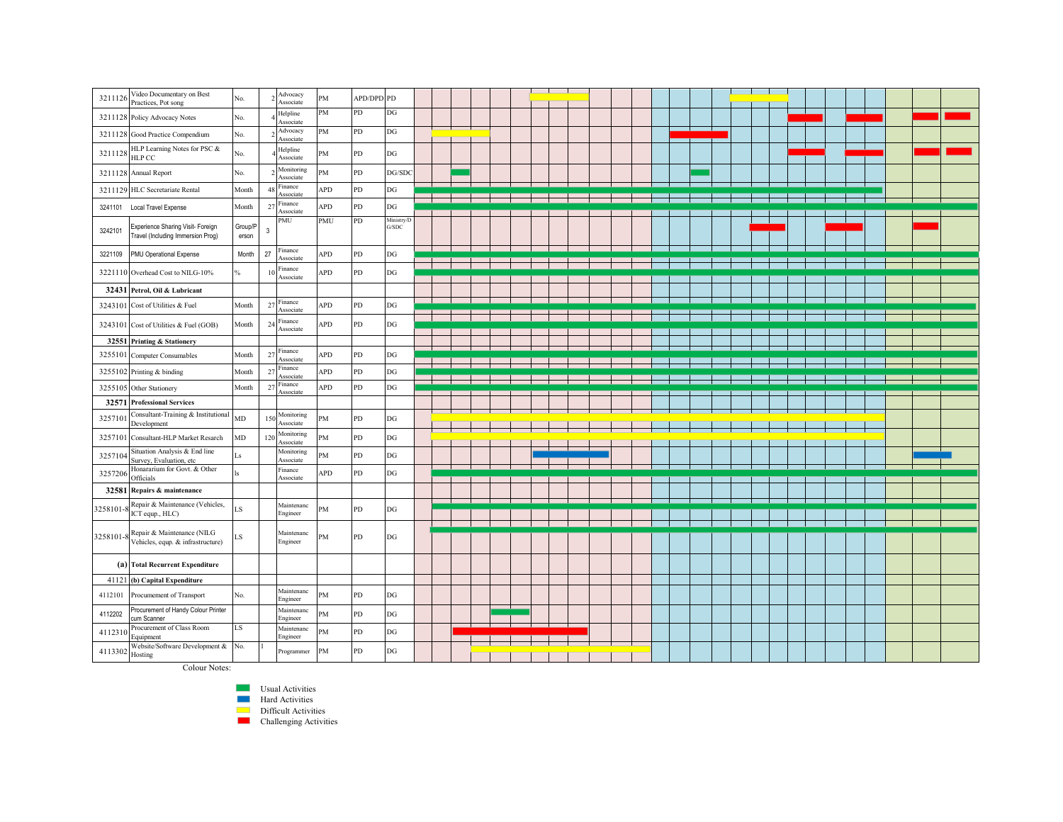| | | | | | | | |
|---|---|---|---|---|---|---|---|
| 3211126 | Video Documentary on Best Practices, Pot song | No. | 2 | Advocacy Associate | PM | APD/DPD | PD |
| 3211128 | Policy Advocacy Notes | No. | 4 | Helpline Associate | PM | PD | DG |
| 3211128 | Good Practice Compendium | No. | 2 | Advocacy Associate | PM | PD | DG |
| 3211128 | HLP Learning Notes for PSC & HLP CC | No. | 4 | Helpline Associate | PM | PD | DG |
| 3211128 | Annual Report | No. | 2 | Monitoring Associate | PM | PD | DG/SDC |
| 3211129 | HLC Secretariate Rental | Month | 48 | Finance Associate | APD | PD | DG |
| 3241101 | Local Travel Expense | Month | 27 | Finance Associate | APD | PD | DG |
| 3242101 | Experience Sharing Visit- Foreign Travel (Including Immersion Prog) | Group/Person | 3 | PMU | PMU | PD | Ministry/DG/SDC |
| 3221109 | PMU Operational Expense | Month | 27 | Finance Associate | APD | PD | DG |
| 3221110 | Overhead Cost to NILG-10% | % | 10 | Finance Associate | APD | PD | DG |
| **32431** | **Petrol, Oil & Lubricant** | | | | | | |
| 3243101 | Cost of Utilities & Fuel | Month | 27 | Finance Associate | APD | PD | DG |
| 3243101 | Cost of Utilities & Fuel (GOB) | Month | 24 | Finance Associate | APD | PD | DG |
| **32551** | **Printing & Stationery** | | | | | | |
| 3255101 | Computer Consumables | Month | 27 | Finance Associate | APD | PD | DG |
| 3255102 | Printing & binding | Month | 27 | Finance Associate | APD | PD | DG |
| 3255105 | Other Stationery | Month | 27 | Finance Associate | APD | PD | DG |
| **32571** | **Professional Services** | | | | | | |
| 3257101 | Consultant-Training & Institutional Development | MD | 150 | Monitoring Associate | PM | PD | DG |
| 3257101 | Consultant-HLP Market Resarch | MD | 120 | Monitoring Associate | PM | PD | DG |
| 3257104 | Situation Analysis & End line Survey, Evaluation, etc | Ls | | Monitoring Associate | PM | PD | DG |
| 3257206 | Honararium for Govt. & Other Officials | ls | | Finance Associate | APD | PD | DG |
| **32581** | **Repairs & maintenance** | | | | | | |
| 3258101-8 | Repair & Maintenance (Vehicles, ICT equp., HLC) | LS | | Maintenanc Engineer | PM | PD | DG |
| 3258101-8 | Repair & Maintenance (NILG Vehicles, equp. & infrastructure) | LS | | Maintenanc Engineer | PM | PD | DG |
| **(a)** | **Total Recurrent Expenditure** | | | | | | |
| 41121 | **(b) Capital Expenditure** | | | | | | |
| 4112101 | Procurement of Transport | No. | | Maintenanc Engineer | PM | PD | DG |
| 4112202 | Procurement of Handy Colour Printer cum Scanner | | | Maintenanc Engineer | PM | PD | DG |
| 4112310 | Procurement of Class Room Equipment | LS | | Maintenanc Engineer | PM | PD | DG |
| 4113302 | Website/Software Development & Hosting | No. | 1 | Programmer | PM | PD | DG |

Colour Notes:

- Usual Activities (green)
- Hard Activities (blue)
- Difficult Activities (yellow)
- Challenging Activities (red)